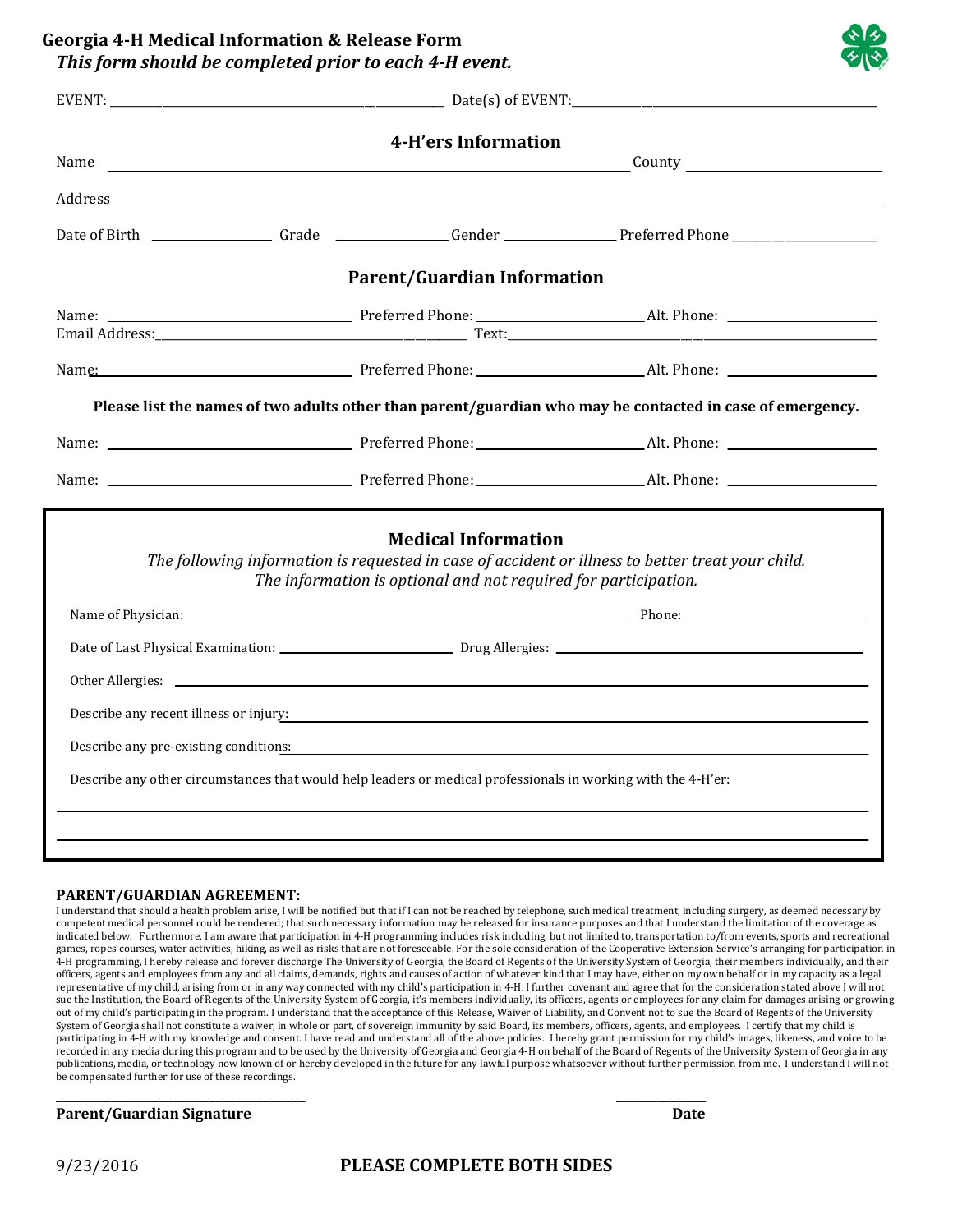# Georgia 4-H Medical Information & Release Form

***This form should be completed prior to each 4-H event.***

EVENT: ______________________ Date(s) of EVENT: ______________________

## 4-H'ers Information

Name ______________________ County ______________________

Address ______________________

Date of Birth __________ Grade __________ Gender __________ Preferred Phone __________

## Parent/Guardian Information

Name: ______________________ Preferred Phone: __________ Alt. Phone: __________
Email Address: ______________________ Text: ______________________

Name: ______________________ Preferred Phone: __________ Alt. Phone: __________

**Please list the names of two adults other than parent/guardian who may be contacted in case of emergency.**

Name: ______________________ Preferred Phone: __________ Alt. Phone: __________

Name: ______________________ Preferred Phone: __________ Alt. Phone: __________

## Medical Information

*The following information is requested in case of accident or illness to better treat your child. The information is optional and not required for participation.*

Name of Physician: ______________________ Phone: __________

Date of Last Physical Examination: __________ Drug Allergies: ______________________

Other Allergies: ______________________

Describe any recent illness or injury: ______________________

Describe any pre-existing conditions: ______________________

Describe any other circumstances that would help leaders or medical professionals in working with the 4-H'er:

______________________

______________________

**PARENT/GUARDIAN AGREEMENT:**

I understand that should a health problem arise, I will be notified but that if I can not be reached by telephone, such medical treatment, including surgery, as deemed necessary by competent medical personnel could be rendered; that such necessary information may be released for insurance purposes and that I understand the limitation of the coverage as indicated below. Furthermore, I am aware that participation in 4-H programming includes risk including, but not limited to, transportation to/from events, sports and recreational games, ropes courses, water activities, hiking, as well as risks that are not foreseeable. For the sole consideration of the Cooperative Extension Service's arranging for participation in 4-H programming, I hereby release and forever discharge The University of Georgia, the Board of Regents of the University System of Georgia, their members individually, and their officers, agents and employees from any and all claims, demands, rights and causes of action of whatever kind that I may have, either on my own behalf or in my capacity as a legal representative of my child, arising from or in any way connected with my child's participation in 4-H. I further covenant and agree that for the consideration stated above I will not sue the Institution, the Board of Regents of the University System of Georgia, it's members individually, its officers, agents or employees for any claim for damages arising or growing out of my child's participating in the program. I understand that the acceptance of this Release, Waiver of Liability, and Convent not to sue the Board of Regents of the University System of Georgia shall not constitute a waiver, in whole or part, of sovereign immunity by said Board, its members, officers, agents, and employees. I certify that my child is participating in 4-H with my knowledge and consent. I have read and understand all of the above policies. I hereby grant permission for my child's images, likeness, and voice to be recorded in any media during this program and to be used by the University of Georgia and Georgia 4-H on behalf of the Board of Regents of the University System of Georgia in any publications, media, or technology now known of or hereby developed in the future for any lawful purpose whatsoever without further permission from me. I understand I will not be compensated further for use of these recordings.

______________________ __________

**Parent/Guardian Signature** **Date**

9/23/2016

**PLEASE COMPLETE BOTH SIDES**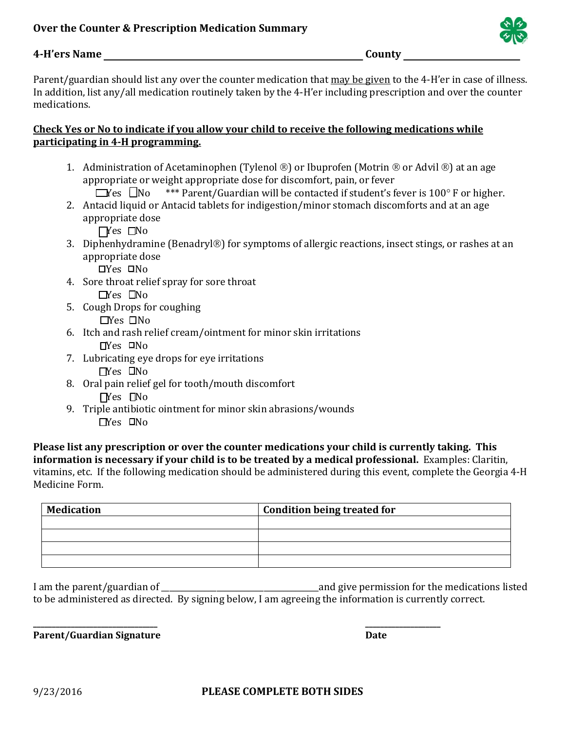## Over the Counter & Prescription Medication Summary

**4-H'ers Name** _______________________________________________ **County** ______________________

Parent/guardian should list any over the counter medication that <u>may be given</u> to the 4-H'er in case of illness. In addition, list any/all medication routinely taken by the 4-H'er including prescription and over the counter medications.

**<u>Check Yes or No to indicate if you allow your child to receive the following medications while participating in 4-H programming.</u>**

1. Administration of Acetaminophen (Tylenol ®) or Ibuprofen (Motrin ® or Advil ®) at an age appropriate or weight appropriate dose for discomfort, pain, or fever
   ☐Yes ☐No *** Parent/Guardian will be contacted if student's fever is 100° F or higher.
2. Antacid liquid or Antacid tablets for indigestion/minor stomach discomforts and at an age appropriate dose
   ☐Yes ☐No
3. Diphenhydramine (Benadryl®) for symptoms of allergic reactions, insect stings, or rashes at an appropriate dose
   ☐Yes ☐No
4. Sore throat relief spray for sore throat
   ☐Yes ☐No
5. Cough Drops for coughing
   ☐Yes ☐No
6. Itch and rash relief cream/ointment for minor skin irritations
   ☐Yes ☐No
7. Lubricating eye drops for eye irritations
   ☐Yes ☐No
8. Oral pain relief gel for tooth/mouth discomfort
   ☐Yes ☐No
9. Triple antibiotic ointment for minor skin abrasions/wounds
   ☐Yes ☐No

**Please list any prescription or over the counter medications your child is currently taking. This information is necessary if your child is to be treated by a medical professional.** Examples: Claritin, vitamins, etc. If the following medication should be administered during this event, complete the Georgia 4-H Medicine Form.

| Medication | Condition being treated for |
|---|---|
| | |
| | |
| | |
| | |

I am the parent/guardian of ______________________________and give permission for the medications listed to be administered as directed. By signing below, I am agreeing the information is currently correct.

______________________________ ______________

**Parent/Guardian Signature** **Date**

9/23/2016

**PLEASE COMPLETE BOTH SIDES**